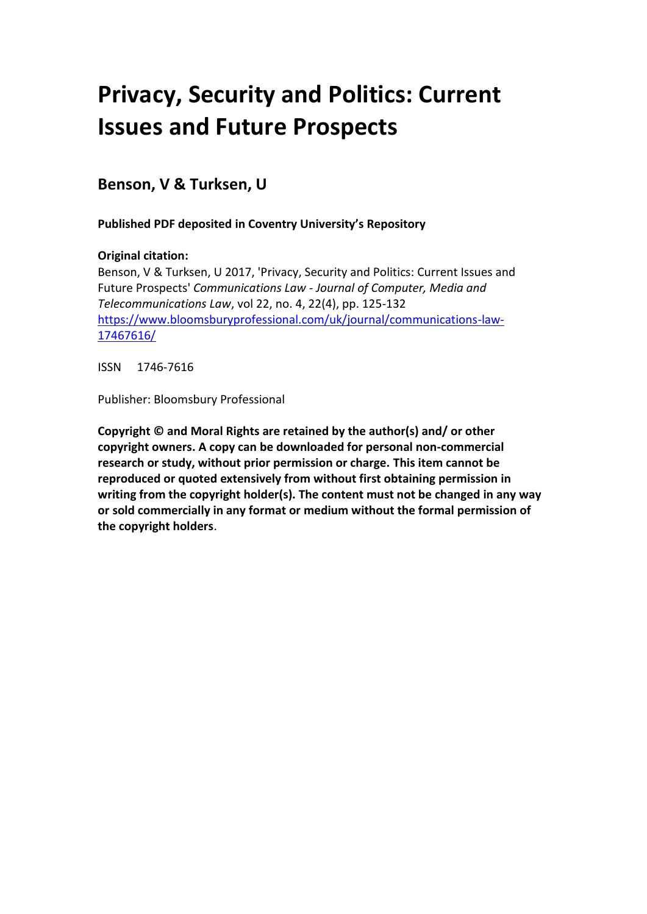# Privacy, Security and Politics: Current Issues and Future Prospects

## Benson, V & Turksen, U

**Published PDF deposited in Coventry University's Repository**

**Original citation:**
Benson, V & Turksen, U 2017, 'Privacy, Security and Politics: Current Issues and Future Prospects' *Communications Law - Journal of Computer, Media and Telecommunications Law*, vol 22, no. 4, 22(4), pp. 125-132
https://www.bloomsburyprofessional.com/uk/journal/communications-law-17467616/

ISSN 1746-7616

Publisher: Bloomsbury Professional

**Copyright © and Moral Rights are retained by the author(s) and/ or other copyright owners. A copy can be downloaded for personal non-commercial research or study, without prior permission or charge. This item cannot be reproduced or quoted extensively from without first obtaining permission in writing from the copyright holder(s). The content must not be changed in any way or sold commercially in any format or medium without the formal permission of the copyright holders**.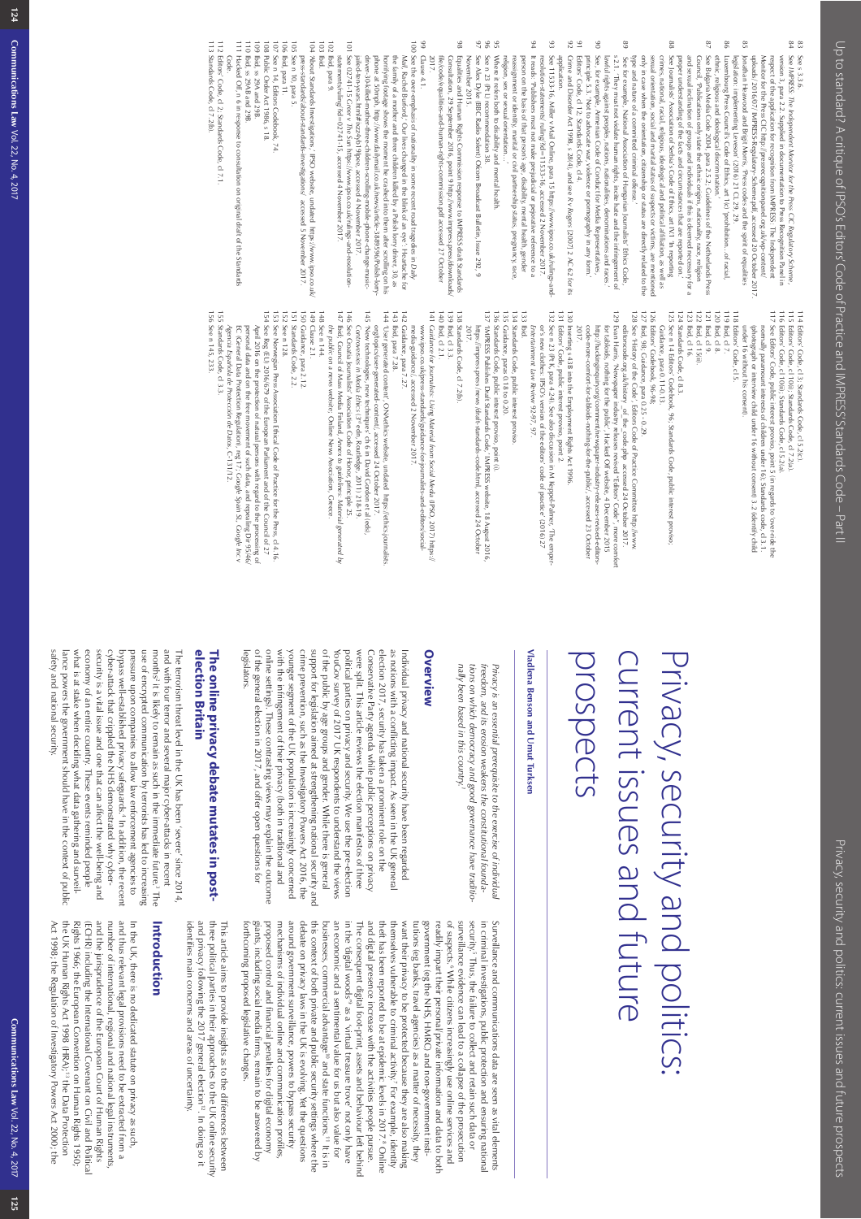83 See s 3.3.6.

84 See IMPRESS, *The Independent Monitor for the Press CIC Regulatory Scheme*, version 3, para 2.2. Supplied in documentation to Press Recognition Panel in respect of the application for recognition from IMPRESS: The Independent Monitor for the Press CIC http://pressrecognitionpanel.org.uk/wp-content/uploads/2016/07/IMPRESS-Regulatory-Scheme.pdf, accessed 20 October 2017.

85 Jonathan Heawood and Brigit Morris, 'Press codes and the spirit of equalities legislation: implementing Leveson' (2016) 21 CL 29, 29.

86 Luxembourg Press Council, Code of Ethics, art 1(c): 'prohibition... of racial, ethnic, religious and ideological discrimination'.

87 See Bulgaria Media Code 2004, para 2.5.2; Guidelines of the Netherlands Press Council, 'Publications only state the ethnic origins, nationality, race, religion and sexual inclination of groups and individuals if this is deemed necessary for a proper understanding of the facts and circumstances that are reported on'.

88 See Luxembourg Press Council, Code of Ethics, art 1(c): 'In reporting on crimes, national, racial, religious, ideological and political affiliation, as well as sexual orientation, social and marital status of suspects or victims, are mentioned only in case when the orientation, citizenship or status are directly related to the type and nature of a committed criminal offense'.

89 See, for example, Code of Ethics of the National Association of Hungarian Journalists' Ethics Code, 2.1: 'They must not violate human rights, incite hate and the infringement of lawful rights against peoples, nations, nationalities, denominations and races'.

90 See, for example, Armenian Code of Conduct for Media Representatives, principle 5.3: 'Not to advocate war, violence or pornography in any form'.

91 Editors' Code, cl 12; Standards Code, cl 4.

92 Crime and Disorder Act 1998, s 28(4); and see *R v Rogers* [2007] 2 AC 62 for its application.

93 See 11533-16, *Miller v Mail Online*, para 15 https://www.ipso.co.uk/rulings-and-resolution-statements/ruling/?id=11533-16, accessed 2 November 2017.

94 It reads: 'Publishers must not make prejudicial or pejorative reference to a person on the basis of that person's age, disability, mental health, gender reassignment or identity, marital or civil partnership status, pregnancy, race, religion, sex or sexual orientation...'.

95 Where it refers both to disability and mental health.

96 See n 25 (PLR recommendation 38.

97 See n 21; Alex Dyer (BBC Radio Solent) Ofcom Broadcast Bulletin, Issue 292, 9 November 2015.

98 Equalities and Human Rights Commission response to IMPRESS draft Standards Consultation, 29 September 2016, point 9 http://www.impress.press/downloads/file/code/equalities-and-human-rights-commission.pdf accessed 27 October 2017.

99 Clause 4.1.

100 See the over-emphasis of nationality in some recent road tragedies in *Daily Mail*, Rachel Burford, 'Our lives changed in the blink of an eye': Heartache for the family of a mother and three children killed by a Polish lorry driver, 30, as horrifying photos show the moment he crashed into them after scrolling on his phone' 8 Dec 2016: http://www.dailymail.co.uk/news/article-3989196/Polish-lorry-driver-30-killed-mother-three-children-scrolling-mobile-phone-change-music-jailed-ten-years.html#ixzz4yb9ijpee, accessed 4 November 2017.

101 See 02741-15 *Greer v The Sun* https://www.ipso.co.uk/rulings-and-resolution-statements/ruling/?id=02741-15, accessed 4 November 2017.

102 Ibid, para 9.

103 Ibid.

104 'About Standards Investigations', IPSO website, undated https://www.ipso.co.uk/press-standards/about-standards-investigations/ accessed 5 November 2017.

105 See n 10, para 5.

106 Ibid, para 11.

107 See n 14, Editors Codebook, 74.

108 Public Order Act 1986, s 18.

109 Ibid, ss 29A and 29B.

110 Ibid, ss 29AB and 29E.

111 Hacked Off, n in response to consultation on original draft of the Standards Code.

112 Editors' Code, cl 2; Standards Code, cl 7.1.

113 Standards Code, cl 7.2(b).

114 Editors' Code, cl 3; Standards Code, cl 5.2(c).

115 Editors' Code, cl 10(b); Standards Code, cl 7.2(a).

116 Editors' Code, cl 10(i); Standards Code, cl 5.2(a).

117 Editors' Code, public interest proviso, point 5 (in regard to clause 6): to over-ride the normally paramount interests of children under 16; Standards Code, cl 3.1 (photograph or interview child under 16 without consent), 3.2 (identify child under 16 without its consent).

118 Editors' Code, cl 5.

119 Ibid, cl 7.

120 Ibid, cl 9.

121 Ibid, cl 9.

122 Ibid, cl 1(iii).

123 Ibid, cl 16.

124 Standards Code, cl 8.3.

125 See n 14, Editors Codebook, 96; Standards Code, public interest proviso, Guidance, para 0.11-0.13.

126 Editors' Codebook, 96-98.

127 Ibid, 98; Guidance, paras 0.25 - 0.29.

128 See 'History of the Code', Editors' Code of Practice Committee http://www.editorscode.org.uk/history.php, accessed 23 October 2017.

129 Evan Harris, 'Newspaper industry releases revised "Editors' Code" - more comfort for tabloids, nothing for the public', Hacked Off website, 4 December 2015 http://hackinginquiry.org/comment/newspaper-industry-releases-revised-editors-code-more-comfort-for-tabloids-nothing-for-the-public/, accessed 23 October 2017.

130 Inserting s 43B into the Employment Rights Act 1996.

131 Editors' Code, public interest proviso, point 2.

132 See n 23 (Pt I), para 4.24; See also discussion in M Keppel-Palmer, 'The emperor's new clothes: IPSO's version of the editors' code of practice' (2016) 27 *Entertainment Law Review* 92-97, 97.

133 Ibid.

134 Standards Code, public interest proviso.

135 Guidance, paras 0.18 to 0.20.

136 Standards Code, public interest proviso, point (i).

137 'IMPRESS Publishes Draft Standards Code', IMPRESS website, 18 August 2016, http://impress.press/news/draft-standards-code.html, accessed 24 October 2017.

138 Standards Code, cl 7.2(b).

139 Ibid, cl 3.3.

140 Ibid, cl 2.1.

141 *Guidance for Journalists: Using Material from Social Media* (IPSO, 2017) https://www.ipso.co.uk/press-standards/guidance-for-journalists-and-editors/social-media-guidance/, accessed 2 November 2017.

142 Guidance, para 7.27.

143 Ibid, para 7.28.

144 'User generated content', ONA ethics website, undated https://ethics.journalists.org/topics/user-generated-content/, accessed 24 October 2017.

145 'New technologies, new techniques' ch 6 in David Gordon et al (eds), *Controversies in Media Ethics* (3rd edn, Routledge, 2011) 218-19.

146 See Croatia Journalists' Association Code of Honor, principle 25.

147 Ibid; Council of Mass Media Finland, Annex to guidelines: *Material generated by the public on a news website*; Online News Association, Greece.

148 See n 144.

149 Clause 2.1.

150 Guidance, para 2.12.

151 Standards Code, 2.2.

152 See n 128.

153 See Norwegian Press Association Ethical Code of Practice for the Press, cl 4.16.

154 See Reg (EU) 2016/679 of the European Parliament and of the Council of 27 April 2016 on the protection of natural persons with regard to the processing of personal data and on the free movement of such data, and repealing Dir 95/46/EC (General Data Protection Regulation), reg 17; *Google Spain SL, Google Inc v Agencia Española de Protección de Datos*, C-131/12.

155 Standards Code, cl 3.3.

156 See n 145, 233.

# Privacy, security and politics: current issues and future prospects

**Vladlena Benson and Umut Turksen**

*Privacy is an essential prerequisite to the exercise of individual freedom, and its erosion weakens the constitutional foundations on which democracy and good governance have traditionally been based in this country*[1]

## Overview

Individual privacy and national security have been regarded as notions with a conflicting impact. As seen in the UK general election 2017, security has taken a prominent role on the Conservative Party agenda while public perceptions on privacy were split. This article reviews the election manifestos of three political parties on privacy and security. We use the pre-election YouGov survey of 2017 UK respondents to understand the views of the public by age groups and gender. While there is general support for legislation aimed at strengthening national security and crime prevention, such as the Investigatory Powers Act 2016, the younger segment of the UK population is increasingly concerned with the infringement of their privacy (both in traditional and online settings). These contrasting views may explain the outcome of the general election in 2017, and offer open questions for legislators.

## The online privacy debate mutates in post-election Britain

The terrorism threat level in the UK has been 'severe' since 2014, and with four terror and several major cyber-attacks in recent months[2] it is likely to remain as such in the immediate future. The use of encrypted communication by terrorists has led to increasing pressure upon companies to allow law enforcement agencies to bypass well-established privacy safeguards.[3] In addition, the recent cyber-attack that crippled the NHS demonstrated why cyber-security is a vital issue and one that can affect the well-being and economy of an entire country. These events reminded people what is at stake when deciding what data gathering and surveillance powers the government should have in the context of public safety and national security.

Surveillance and communications data are seen as vital elements in criminal investigations, public protection and ensuring national security.[4] Thus, the failure to collect and retain such data or surveillance evidence can lead to a collapse of the prosecution of suspects.[5] While citizens increasingly use online services and readily impart their personal/private information and data to both government (eg the NHS, HMRC) and non-government institutions (eg banks, travel agencies) as a matter of necessity, they want their privacy to be protected because they are also making themselves vulnerable to criminal activity.[6] For example, identity theft has been reported to be at epidemic levels in 2017.[7] Online and digital presence increase with the activities people pursue. The consequent digital foot-print, assets and behaviour left behind in the 'digital woods'[8] as a 'virtual treasure trove' not only have an economic and a sentimental value for us but also value for businesses, commercial advantage[9] and state functions.[10] It is in the context of both private and public security settings where the debate on privacy laws in the UK is evolving. Yet the questions around government surveillance, powers to bypass security mechanisms of individual online and communication profiles, proposed control and financial penalties for digital economy giants, including social media firms, remain to be answered by forthcoming proposed legislative changes.

This article aims to provide insights as to the differences between three political parties in their approaches to the UK online security and privacy following the 2017 general election[11]. In doing so it identifies main concerns and areas of uncertainty.

## Introduction

In the UK, there is no dedicated statute on privacy as such, and thus relevant legal provisions need to be extracted from a number of international, regional and national legal instruments, and the jurisprudence of the European Court of Human Rights (ECHR) including the International Covenant on Civil and Political Rights 1966; the European Convention on Human Rights 1950; the UK Human Rights Act 1998 (HRA);[12] the Data Protection Act 1998; the Regulation of Investigatory Powers Act 2000; the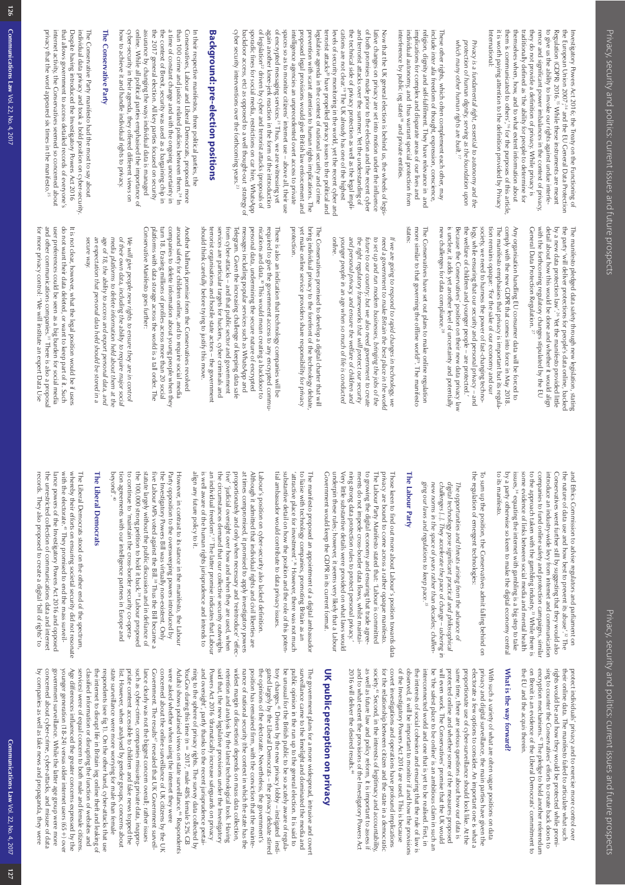Investigatory Powers Act 2016, the Treaty on the Functioning of the European Union 2007,[14] and the EU General Data Protection Regulation (GDPR) 2016.[15] While these instruments are meant to give us the ability to invoke our rights against undue interference and significant power imbalances in the context of privacy, they do not provide a definition of privacy. While privacy is traditionally defined as 'the ability for people to determine for themselves when, how, and to what extent information about them is communicated to others',[16] for the purposes of this article, it is worth paying attention to the definition provided by Privacy International:

> *Privacy is a fundamental right, essential to autonomy and the protection of human dignity, serving as the foundation upon which many other human rights are built.*[17]

These other rights, which often complement each other, may include *inter alia* freedom of thought, expression, conscience, religion, dignity and self-fulfilment. They have relevance in and implications for complex and disparate areas of our lives and individual autonomy, and thus warrant special protection from interference by public (eg state)[18] and private entities.

Now that the UK general election is behind us, the wheels of legislative changes on privacy are set into motion under the influence of both promises made prior to the election and the recent cyber and terrorist attacks over the summer. Yet the understanding of the technical side of privacy protection as well as the legal implications are not clear.[19] The UK already has one of the highest levels of security monitoring in the world, yet the recent cyber and terrorist attacks[20] have propelled privacy issues to the political and legislative agenda in the context of national security and crime prevention with scant attention to human rights implications. The proposed legal provisions would give British law enforcement and intelligence agencies an unprecedented overt access to private spaces so as to monitor citizens' internet use – above all, their use of encrypted messaging services.[21] Thus, we are witnessing yet again another knee-jerk reaction in the form of the introduction of legislation[22] driven by cyber and terrorist attacks (proposals of sporadic fines for social media, restrictions on car hire, WhatsApp backdoor access, etc) as opposed to a well thought-out strategy of cyber security interventions over the forthcoming years.[23]

## Background: pre-election positions

In their respective manifestos, three political parties, the Conservatives, Labour and Liberal Democrats, proposed more than 100 crime and justice related policies between them.[24] In a time of constant change and with the ongoing uncertainty in the context of Brexit, security was used as a bargaining chip in the 2017 general election. All key parties focused on security assurance by changing the ways individual data is managed online. While all political parties emphasised the importance of cyber-security in their agenda, they offered different views on how to achieve it and handle individual rights to privacy.

### The Conservative Party

The Conservative Party manifesto had the most to say about individual data privacy and took a bold position on cyber-security. Despite having introduced the Investigatory Powers Act 2016 that allows government to access detailed records of everyone's internet activity, the Conservatives seemed so concerned about privacy that the word appeared six times in the manifesto.[25]

The manifesto pledged data safety through new legislation, stating the party 'will deliver protections for people's data online, backed by a new data protection law'.[26] Yet the manifesto provided little detail about how this would be done and whether it would align with the forthcoming regulatory changes stipulated by the EU General Data Protection Regulation.[27]

Any organisation handling EU consumer data will be forced to comply with the new GDPR that comes into force in May 2018. The manifesto emphasises that privacy is important but its regulation remains opaque: 'For the sake of our economy and our society, we need to harness the power of fast-changing technology, while ensuring that our security and personal privacy – and the welfare of children and younger people – are protected'. Because the Conservatives' position on their new data privacy law is unclear, it adds yet another level of uncertainty and potentially new challenges for data compliance.[28]

The Conservatives have set out plans to make online regulation more similar to that governing the offline world[29]. The manifesto states:

> *If we are going to respond to rapid changes in technology, we need a government to make Britain the best place in the world to set up and run modern businesses, bringing the jobs of the future to our country; but we also need government to create the right regulatory frameworks that will protect our security and personal privacy, and ensure the welfare of children and younger people in an age when so much of life is conducted online.*

The Conservatives promised to develop a digital charter that will bring individual privacy to the forefront of the technology debate, yet make online service providers share responsibility for privacy protection.

There is also an indication that technology companies will be required to give the government access to any encrypted communications and data.[30] This would mean creating a backdoor to personal data, undermining the secure nature of encrypted messages including popular services such as WhatsApp and Telegram. Given the increasing challenge of keeping data safe from cyber-attacks – and that public sector and government services are particular targets for hackers, cyber criminals and terrorist organisations and hostile state actors – the government should think carefully before trying to justify this move.

Another hallmark promise from the Conservatives revolved around safety for children online, and to require social media companies to delete information about young people when they turn 18. Erasing millions of profiles across more than 20 social platforms with data storage across the world is a tall order. The Conservative Manifesto goes further:

> *We will give people new rights to ensure they are in control of their own data, including the ability to require major social media platforms to delete information held about them at the age of 18, the ability to access and export personal data, and an expectation that personal data held should be stored in a secure way.*

It is not clear, however, what the legal position would be if users do not want their data deleted, or want to keep part of it. Such user preferences could be seen as a big burden for social media and other communications companies.[31] There is also a proposal for more privacy control: 'We will institute an expert Data Use and Ethics Commission to advise regulators and parliament on the nature of data use and how best to prevent its abuse'.[32] The Conservatives went further still by suggesting that they would also introduce an industry-wide levy from internet and communication companies to fund online safety and protection campaigns, similar to the approach taken with the gambling industry.[33] While there is some evidence of links between social media and mental health issues,[34] equating the internet with gambling is a big step to take by a party otherwise so keen to make the digital economy central to its manifesto.

To sum up the position, the Conservatives admit falling behind on the regulation of emergent technologies:

> *The opportunities and threats arising from the advance of digital technology pose significant practical and philosophical challenges [...]. They accelerate the pace of change – ushering in new norms in the space of years rather than decades, challenging our laws and regulations to keep pace.*[35]

### The Labour Party

Those keen to find out more about Labour's position towards data privacy are bound to come across a rather opaque manifesto. The Labour Party Manifesto stated that: 'Labour is committed to growing the digital economy and ensuring that trade agreements do not impede cross-border data flows, whilst maintaining strong data protection rules to protect personal privacy.' Very little substantive details were provided on what laws would underpin these rules; however, it seems very likely that a Labour Government would keep the GDPR in its current format.

The manifesto proposed an appointment of a digital ambassador to liaise with technology companies, promoting Britain as an 'attractive place for investment'.[36] However, there was not much substantive detail on how the position and the role of this potential ambassador would contribute to data privacy issues.

Labour's position on cyber-security also lacked definition. Although it admitted that individual rights and civil liberties are at times compromised, it promised to apply investigatory powers proportionately and only when necessary and 'reintroduce' 'effective' judicial oversight over how and when they are used, when the circumstances demand that our collective security outweighs an individual freedom'.[37] The latter promise indicates that Labour is well aware of the human rights jurisprudence and intends to align any future policy to it.

However, in contrast to its stance in the manifesto, the Labour Party opposition to the overweening powers introduced by the Investigatory Powers Bill was virtually non-existent. Only five Labour MPs voted against the Bill.[38] Thus the Bill became a statute largely without the public discussion and in defiance of the 100,000 strong petition to hold it back.[39] Labour proposed to continue to 'maintain the cross-border security co-operation agreements with our intelligence partners in Europe and beyond'.[40]

### The Liberal Democrats

The Liberal Democrats stood on the other end of the spectrum, whereby their efforts on ensuring societal security did not resonate with the electorate.[41] They promised to end the mass surveillance powers of the Investigatory Powers Act 2016 and opposed the unrestricted collection of communications data and internet records. They also proposed to create a digital 'bill of rights' to protect individuals' privacy and to exercise more control over their online data. The manifesto failed to articulate what such rights would be and how they would be protected while promising to counter the Conservatives' efforts to create back doors to encryption mechanisms.[42] The pledge to hold another referendum on Brexit is an evidence of the Liberal Democrats' commitment to the EU and the *acquis* therein.

## What is the way forward?

With such a variety of what are often vague positions on data privacy and digital surveillance, the main parties have given the electorate a few options to consider. An important one is what a proportionate use of cyber-surveillance should look like. At the same time, there are serious questions about how our data is protected online and whether some of the measures proposed will even work. The Conservatives' promise that the UK would be 'the safest place to be online' is an ambitious claim in such an interconnected world and one that is yet to be realised. First, in the interests of social cohesion and ensuring that the rule of law is observed, it will be important to monitor if and how the provisions of the Investigatory Powers Act 2016 are used. This is because covert investigations and operations have profound implications for the relationship between citizen and the state in a democratic society.[43] Second, in the interests of legitimacy and accountability, as well as future law and policy reform, it is important to assess if and to what extent the provisions of the Investigatory Powers Act 2016 will deliver the desired results.[44]

## UK public perception on privacy

The government plans for a more widespread, intrusive and covert surveillance came to the limelight and dominated the media and public opinion in the run up to the general election. It is said to be unusual for the British public to be so acutely aware of regulatory changes.[45] Driven by the new privacy lobby – instigated largely by the Liberal Democrats – the privacy debate stirred the opinions of the electorate. Nevertheless, the government's position has remained firm, with the conviction that the maintenance of national security (the context in which the state has the widest margin of discretion) depends on mass data collection, retention and analysis by the latest technological tools. Having said that, the new legislative provisions under the Investigatory Powers Act 2016 'dramatically increase safeguards on privacy and oversight', partly thanks to the recent jurisprudence pertaining to the sphere of privacy rights. The survey data collected by YouGov during this time (n = 2017, male 48% female 52% GB Adults) shows polarised views on state surveillance.[46] Respondents were asked whether when using the internet they were concerned about the online surveillance of UK citizens by the UK Government. The results[47] revealed that UK Government surveillance clearly was not the biggest concern overall; rather issues such as cyber-crime, companies misusing private data, inappropriate content accessible to children and fake news topped the list. However, when analysed by gender groups, concerns about state surveillance were more worrying for male than female respondents (see fig 1). On the other hand, cyber-attacks that use the internet to disrupt life in Britain (eg online theft and leaking of classified information or disrupting the function of websites and services) were of equal concern to both male and female citizens. Age differences influenced the greater concerns expressed by the younger generation (18-24) versus older internet users (65+) over government surveillance. While the latter age group were more concerned about cyber-crime, cyber-attacks, and misuse of data by companies as well as fake news and propaganda, they were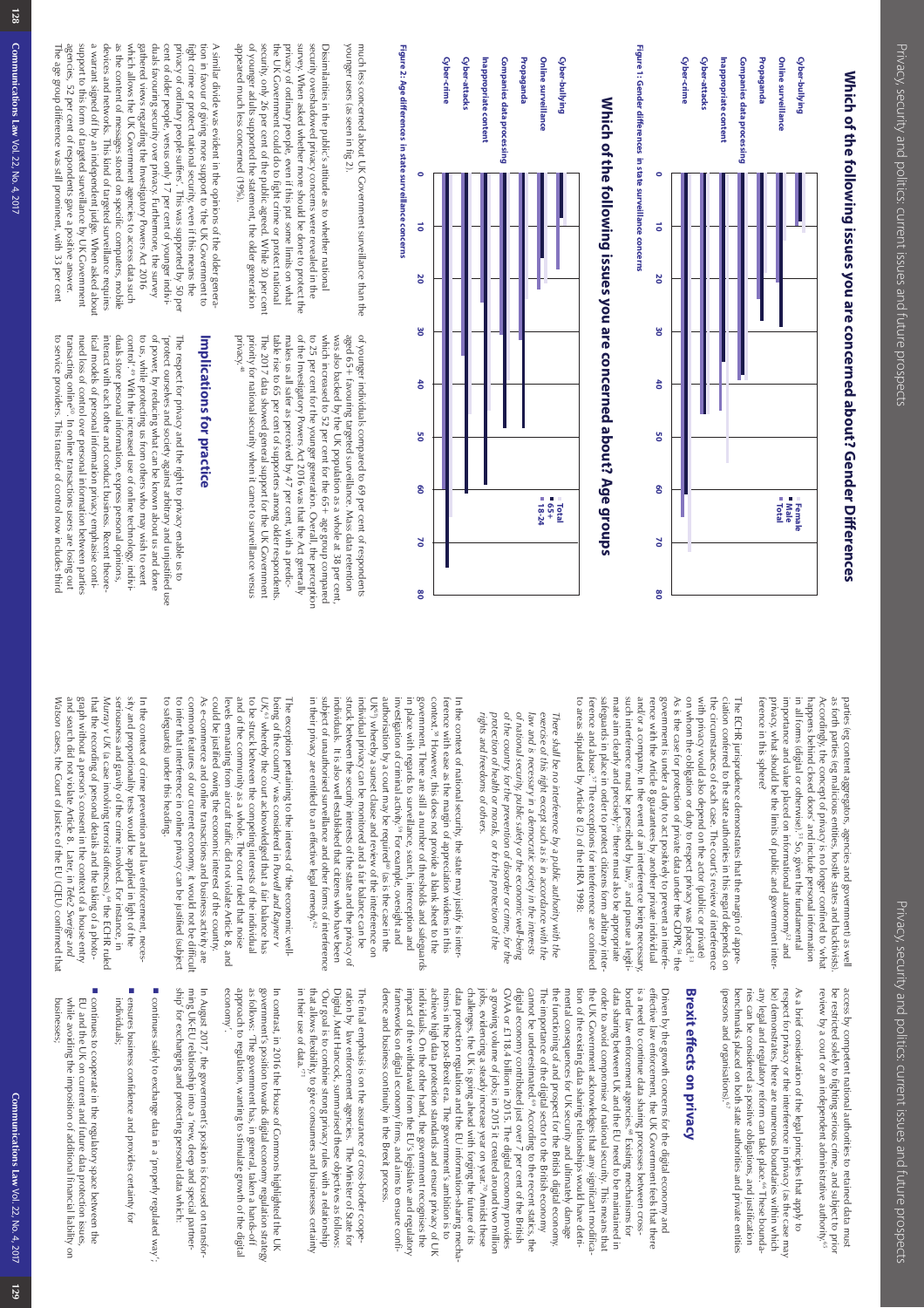## Which of the following issues you are concerned about? Gender Differences

Cyber-bullying, Online surveillance, Propaganda, Companies data processing, Inappropriate content, Cyber-attacks, Cyber-crime (Female / Male / Total; scale 0–80)

Figure 1: Gender differences in state surveillance concerns

## Which of the following issues you are concerned about? Age groups

Cyber-bullying, Online surveillance, Propaganda, Companies data processing, Inappropriate content, Cyber-attacks, Cyber-crime (Total / 65+ / 18-24; scale 0–80)

Figure 2: Age differences in state surveillance concerns

much less concerned about UK Government surveillance than the younger users (as seen in fig 2).

Dissimilarities in the public's attitude as to whether national security overshadowed privacy concerns were revealed in the survey. When asked whether more should be done to protect the privacy of ordinary people, even if this put some limits on what the UK Government could do to fight crime or protect national security, only 26 per cent of the public agreed. While 30 per cent of younger adults supported the statement, the older generation appeared much less concerned (19%).

A similar divide was evident in the opinions of the older generation in favour of giving more support to the UK Government to fight crime or protect national security, even if this means the privacy of ordinary people suffers. This was supported by 50 per cent of older people, versus only 17 per cent of younger individuals favouring security over privacy. Furthermore, the survey gathered views regarding the Investigatory Powers Act 2016 which allows the UK Government agencies to access data such as the content of messages stored on specific computers, mobile devices and networks. This kind of targeted surveillance requires a warrant signed off by an independent judge. When asked about support to this form of targeted surveillance by UK Government agencies, 52 per cent of respondents gave a positive answer. The age group difference was still prominent, with 33 per cent of younger individuals compared to 69 per cent of respondents aged 65+ favouring targeted surveillance. Mass data retention was also backed by the UK population as a whole at 38 per cent, which increased to 52 per cent for the 65+ age group compared to 25 per cent for the younger generation. Overall, the perception of the Investigatory Powers Act 2016 was that the Act generally makes us all safer as perceived by 47 per cent, with a predictable rise to 65 per cent of supporters among older respondents. The 2017 data showed general support for the UK Government priority for national security when it came to surveillance versus privacy.[48]

## Implications for practice

The respect for privacy and the right to privacy enable us to 'protect ourselves and society against arbitrary and unjustified use of power, by reducing what can be known about us and done to us, while protecting us from others who may wish to exert control'.[49] With the increased use of online technology, individuals store personal information, express personal opinions, interact with each other and conduct business. Recent theoretical models of personal information privacy emphasise continued loss of control over personal information between parties transacting online.[50] In online transactions users are losing out to service providers. This transfer of control now includes third parties (eg content aggregators, agencies and government) as well as fourth parties (eg malicious entities, hostile states and hacktivists). Accordingly, the concept of privacy is no longer confined to 'what happens behind closed doors' and include personal information in all forms (digital or otherwise).[51] So, given the fundamental importance and value placed on informational autonomy[52] and privacy, what should be the limits of public and government interference in this sphere?

The ECHR jurisprudence demonstrates that the margin of appreciation conferred to the state authorities in this regard depends on the circumstances of each case. The court's review of interference with privacy would also depend on the actor (public or private) on whom the obligation or duty to respect privacy was placed.[53] As is the case for protection of private data under the GDPR,[54] the government is under a duty to act positively to prevent an interference with the Article 8 guarantees by another private individual and/or a company. In the event of an interference being necessary, such interference must be prescribed by law,[55] and pursue a legitimate aim clearly and precisely;[56] there must also be appropriate safeguards in place in order to protect citizens from arbitrary interference and abuse.[57] The exceptions for interference are confined to areas stipulated by Article 8 (2) of the HRA 1998:

> *There shall be no interference by a public authority with the exercise of this right except such as is in accordance with the law and is necessary in a democratic society in the interests of national security, public safety or the economic well-being of the country, for the prevention of disorder or crime, for the protection of health or morals, or for the protection of the rights and freedoms of others.*

In the context of national security, the state may justify its interference with ease as the margin of appreciation widens in this context.[58] However, this does not provide a blank sheet to the government. There are still a number of thresholds and safeguards in place with regards to surveillance, search, interception and investigation of criminal activity.[59] For example, oversight and authorisation by a court may be required[60] (as is the case in the UK[61]) whereby a sunset clause and review of the interference on individual privacy can be monitored and a fair balance can be struck between the security interests of the state and the privacy of individuals. It is also well established that citizens who have been subject of unauthorised surveillance and other forms of interference in their privacy are entitled to an effective legal remedy.[62]

The exception pertaining to the interest of 'the economic well-being of the country' was considered in *Powell and Rayner v UK*[63] whereby the court acknowledged that a fair balance has to be struck between the competing interests of the individual and of the community as a whole. The court ruled that noise levels emanating from aircraft traffic did not violate Article 8, and could be justified owing the economic interest of the country. As e-commerce and online transactions and business activity are common features of our current economy, it would not be difficult to infer that interference in online privacy can be justified (subject to safeguards) under this heading.

In the context of crime prevention and law enforcement, necessity and proportionality tests would be applied in light of the seriousness and gravity of the crime involved. For instance, in *Murray v UK* (a case involving terrorist offences),[64] the ECHR ruled that the recording of personal details and the taking of a photograph without a person's consent in the context of a house entry and search did not violate Article 8. Later, in *Tele2 Sverige* and *Watson* cases, the Court of Justice of the EU (CJEU) confirmed that access by competent national authorities to retained data must be restricted solely to fighting serious crime, and subject to prior review by a court or an independent administrative authority.[65]

As a brief consideration of the legal principles that apply to respect for privacy or the interference in privacy (as the case may be) demonstrates, there are numerous boundaries within which any legal and regulatory reform can take place.[66] These boundaries can be considered as positive obligations, and justification benchmarks placed on both state authorities and private entities (persons and organisations).[67]

## Brexit effects on privacy

Driven by the growth concerns for the digital economy and effective law enforcement, the UK Government feels that there is a need to continue data sharing processes between cross-border law enforcement agencies.[68] Existing mechanisms for data sharing between UK and the EU need to be maintained in order to avoid compromise of national security. This means that the UK Government acknowledges that any significant modification of the existing data sharing relationships would have detrimental consequences for UK security and ultimately damage the functioning of and prospect for the British digital economy. The importance of the digital sector to the British economy cannot be underestimated.[69] According to the recent statics, the digital economy contributed just over 7 per cent of the British GVA or £118.4 billion in 2015. The digital economy provides a growing volume of jobs; in 2015 it created around two million jobs, evidencing a steady increase year on year.[70] Amidst these challenges, the UK is going ahead with forging the future of its data protection regulation and the EU information-sharing mechanisms in the post-Brexit era. The government's ambition is to achieve high data protection standards and ensure privacy of UK individuals. On the other hand, the government recognises the impact of the withdrawal from the EU's legislative and regulatory frameworks on digital economy firms, and aims to ensure confidence and business continuity in the Brexit process.

The final emphasis is on the assurance of cross-border cooperation by law enforcement agencies. The Minister of State for Digital, Matt Hancock, summarised these objectives as follows: 'Our goal is to combine strong privacy rules with a relationship that allows flexibility, to give consumers and businesses certainty in their use of data.'[71]

In contrast, in 2016 the House of Commons highlighted the UK government's position towards digital economy regulation strategy as follows: 'The government has, in general, taken a hands-off approach to regulation, wanting to stimulate growth of the digital economy'.

In August 2017, the government's position is focused on transforming UK-EU relationship into a 'new, deep and special partnership' for exchanging and protecting personal data which:

- continues safely to exchange data in a 'properly regulated way';
- ensures business confidence and provides certainty for individuals;
- continues to cooperate in the regulatory space between the EU and the UK on current and future data protection issues, while avoiding the imposition of additional financial liability on businesses;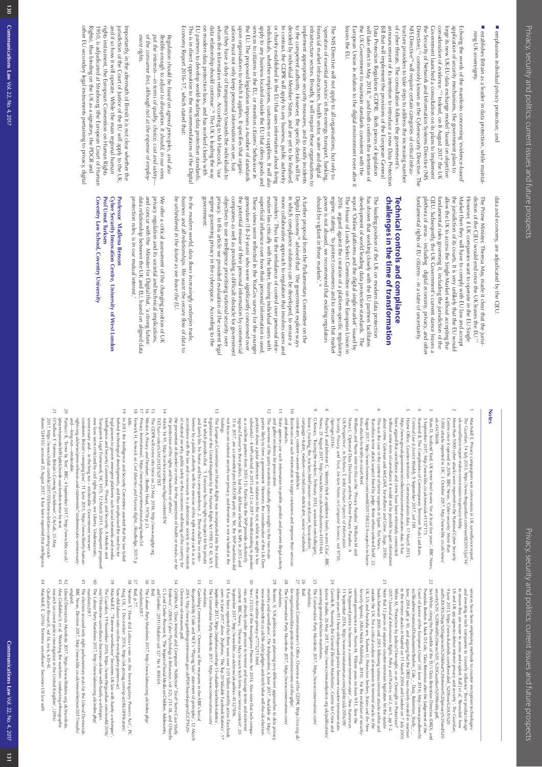- emphasises individual privacy protection; and
- establishes Britain as a leader in data protection, while maintaining UK sovereignty.

Echoing the words of the manifesto concerning 'evidence-based' application of security mechanisms, the government plans to forge its new UK-EU data exchange model 'based on objective consideration of evidence.'[72] Indeed, on 8 August 2017 the UK Government launched a consultation on its plans to implement the Security of Network and Information Systems Directive (NIS Directive),[73] commonly known as the Cybersecurity Directive. The NIS Directive[74] will require certain categories of critical infrastructure providers to take steps to address the increasing number of cyber threats. The consultation follows the government's announcement of its intention to introduce a new Data Protection Bill that will implement the provisions of the European General Data Protection Regulation (GDPR). Both pieces of legislation will take effect in May 2018,[75] and both confirm the intention of the UK Government to maintain standards consistent with the European Union in relation to the digital environment even after it leaves the EU.

The NIS Directive will not apply to all organisations, but only to 'operators of essential services' in the energy, transport, banking, financial market infrastructures, health sector, water and digital infrastructure sectors. Broadly, it will require these organisations to implement appropriate security measures, and to notify incidents to the competent authority. However, the specific details will be decided by individual Member States, and are yet to be finalised. In contrast, the GDPR will apply to any business, public authority or charity established in the EU that uses information about living individuals, whether employees, customers or suppliers. It will also apply to any business located outside the EU that offers goods and services to citizens in the EU, or monitors citizens' behaviour in the EU. The proposed legislation imposes a number of standards upon organisations to which it applies. It specifies that organisations must not only keep personal information secure, but that they have a duty of transparency towards the individuals to whom the information relates. According to Mr Hancock, 'our data relationship should continue'.[76] The UK is leading the way on modern data protection laws, and has worked closely with EU partners to develop world-leading data protection standards. This is in direct opposition to the recommendations of the Digital Economy Report 2016-17, which stated that:

> *Regulation should be based on agreed principles, and also flexible enough to adjust to disruption. It should, in our view, put the interests—in terms of quality, choice, cost and safety—of the consumer first, although not at the expense of employment rights.*

Importantly, in the aftermath of Brexit it is not clear whether the jurisdiction of the Court of Justice of the EU will apply to the UK, and if so how it will operate. While the main regional human rights instrument, the European Convention on Human Rights 1950, is adjudicated at Strasbourg (the European Court of Human Rights), thus binding on the UK as a signatory, the PDGR and other EU secondary legal instruments pertaining to privacy, digital data and economy, are adjudicated by the CJEU.

The Prime Minister, Theresa May, made it clear that the jurisdiction of the CJEU would end once the UK leaves the EU.[77] However, if UK companies want to operate in the EU Single Market then they will have to comply with EU law and accept the jurisdiction of its courts. It is very unlikely that the EU would allow the UK to access the Single Market without accepting the fundamental rules governing it, including the jurisdiction of the CJEU. Subsequently, the UK Government's current stance leaves a plethora of areas – including digital economy, privacy, and other fundamental rights of EU citizens – in a state of uncertainty.

## Technical controls and compliance challenges in the time of transformation

The leading position of the UK on modern data protection has shown that working closely with the EU partners facilitates development of world leading data protection standards. The report 'Online platforms and the digital single market' issued by The House of Lords Select Committee on the European Union in 2016, argued against the creation of a platform-specific regulatory regime, stating: 'to protect consumers and to ensure that market power is not abused, we recommend that existing regulators should be vigilant in these markets'.[78]

A further proposal from the Parliamentary Committee on the Digital Economy[79] advised that 'the government explore ways in which compliance solutions can be developed, to ensure a more collaborative approach to regulation that involves users and providers.' Thus far the imbalance of control over personal information lies critically with the latter, leaving individual users with superficial influence over how their personal information is used. These views were reflected in the YouGov survey for the younger generation (18-24 years) who were significantly concerned over the potential misuse of their personal information by commercial companies as well as providing a difficult obstacle for government objectives to use intelligence prioritising national security over privacy. In this article we provided evaluation of the current legal regime governing privacy in the cyberspace. According to the government:

> *In the modern world, data flows increasingly underpin trade, business and all relationships. We want the secure flow of data to be unhindered in the future as we leave the EU.*

We offer a critical assessment of the changing position of UK privacy regulation and its societal and technical implications, and concur with the Minister for Digital that, 'a strong future data relationship between the UK and EU, based on aligned data protection rules, is in our mutual interest'.

**Professor Vladlena Benson**
**Cyber Security Innovation Centre, University of West London**
**Prof Umut Turksen**
**Coventry Law School, Coventry University**

## Notes

1. MacAskill, E. 'Privacy campaigners win concessions in UK surveillance report', *The Guardian*, 14 July 2015, https://www.theguardian.com/world/2015/jul/14/uk-surveillance-report-makes-concessions-to-privacy-lobby.
2. More than 1000 cyber attacks were reported to the National Cyber Security Centre since it opened in 2016. BBC News, 'Cyber-security: More than 1,000 attacks reported in UK', 3 October 2017, http://www.bbc.co.uk/news/technology-41486403
3. Shaw D, Scotland Yard, UK terror level severe 'for at least five years', BBC News, 5 September 2017, http://www.bbc.co.uk/news/uk-41157175
4. Stanford B, The Complexities of Contemporary Terrorism Trials Laid Bare, *Criminal Law & Justice Weekly*, 9 September 2017, vol 181
5. Harris, S, Soldiers and spooks, The Independent?, 17 July 2017
6. For example, 'The Jihadi Next Door' ... Barcelona terror attack suspect freed by judge; three others ordered held', 22 August 2017, http://www.foxnews.com/world/2017/08/22/4-suspects-in-barcelona-attacks-to-testify-in-court.html.
7. Williams and Nurse refer to this as the 'Privacy Paradox', Williams M and Nurse J, 'Optional Data Disclosure and the Online Privacy Paradox: A UK Perspective', in: International Conference on Human Aspects of Information Security, Privacy, and Trust, Lecture Notes in Computer Science, vol 9750, (Springer 2016).
8. Peachey K and Johnston C, 'Identity theft at epidemic levels, warns Cifas', BBC News, 23 August 2017, http://www.bbc.co.uk/news/business-41011464.
9. Kosoff M, 'This anti-Facebook backlash is growing', *Vanity Fair*, 25 July 2017, Kosoff, K., tracking the trackers.html?awesm=on.ted.com_Kosoff&utm_campaign=&utm_medium=on.ted.com-static&utm_source=facebook.com&utm_content=awesm-publisher.
10. Businesses use such information to target customers and improve their services and products.
11. State agencies use such information to profile, predict and prevent illegal activity and gather evidence for prosecution.
12. The overview of the party manifesto naturally gives weight to the two main parties likely to form a government. However, the consideration of the Lib Dem policies is helpful given its recent role as the junior coalition partner in government. The Lib Dems lost substantial – 8 MPs elected in 2015 and 12 in 2017 (notwithstanding its position as a coalition partner from 2010-15). Parties like the SNP provide a distinctly regional flavour to their politics, but they did elected 56 MPs in 2015 and 35 in 2017, are a committed pro-EU/ECHR party etc. Yet, the SNP manifesto did not focus on national security nor privacy, and therefore is not included in the findings.
13. The European Convention on Human Rights was incorporated into the national legislation of the United Kingdom by the Human Rights Act 1998, Ch 42, Sch 1. Art 8 which provides that: '1. Everyone has the right to respect for his private and family life, his home and his correspondence. 2. There shall be no interference by a public authority with the exercise of this right except such as is in accordance with the law and is necessary in a democratic society in the interests of national security, public safety or the economic well-being of the country, for the prevention of disorder or crime, for the protection of health or morals, or for the protection of the rights and freedoms of others'.
14. Article 16, http://eur-lex.europa.eu/legal-content/EN/TXT/uri=celex%3A12012E%2FTXT
15. The GDPR will come into force on 25 May 2018, http://www.eugdpr.org.
16. Westin A, *Privacy and Freedom*, (Bodley Head, 1970) p 23.
17. Privacy International, https://www.privacyinternational.org/node/54
18. Fenwick H, Fenwick on *Civil Liberties and Human Rights*, (Routledge, 2017) p 686.
19. In 2015 the Intelligence and Security Committee asserted that the law failed behind technological developments, and thus emphasised the need for legal powers to govern emergent platforms such social networks and media. Intelligence and Security Committee, 'Privacy and Security: A Modern and Transparent Legal Framework', HC 1075, 12 March 2015. Subsequent proposed new laws were criticised by civil rights groups, see Liberty, 'Undemocratic, unnecessary and – in the long run – intolerable', Government however condemns Britain's snooping laws', 11 June 2015, https://www.liberty-human-rights.org.uk/news/press-releases-and-statements/undemocratic-unnecessary-and-%E2%80%93-long-run-intolerable
20. Patricio R, 'Terror by text', BBC, 4 September 2017, http://www.bbc.co.uk/iplayer/episode/b0932p6s/inside-out-london-terror-by-text
21. O'Sullivan F, 'Fortress Britain is Coming', Citylab, 25 May 2017, https://www.citylab.com/life/2017/05/fortress-britains-coming-crackdown/528103/ accessed 25 August 2017. It has been reported that intelligence services have been employing methods to counter encryption technologies and investing in secret methods to 'covertly influence' their product designs to ensure they are easier to access and exploit. Ball J et al, 'Revealed: how US and UK spy agencies defeat internet privacy and security', *The Guardian*, 9 June 2013, https://www.theatlantic.com/Revealed...%20how%20US%20and%20UK%20spy%20agencies%20defeat%20internet%20privacy%20and%20security%20
22. See White, citing the Preamble of the EU's Data Retention Directive (DRD), and Franziska Boehm & Mark D Cole, 'Data Retention after the Judgement of the Court of Justice of the European Union' (30 June 2014), http://www.janalbrecht.eu/fileadmin/material/Dokumente/Boehm_Cole_-_Data_Retention_Study_-_June_2014.pdf.
23. White M, 'Protection by Judicial Oversight, or an Oversight in Protection?' (2017) *Journal of Information Rights, Policy and Practice*, vol 2, no 1 pp 1-2. Note that 12 pieces of separate counter-terrorism legislation hit the statute books between 2000 and 2015 following terrorist attacks in Madrid on 11 March 2004 and London on 7 July 2005 outside the UK. For a critical analysis of responses to terrorism in the UK, US and Australia see, Turksen U, *Protection Seekers, States and the New Security Agenda*, (Alma Nokia Publishing, 2010). For the evolution of security-centred governance see, Norris M, 'Fifteen years on from 9/11, how the UK bypassed justice to become a counter-terrorism state', *New Statesman*, 11 September 2016, http://www.newstatesman.com/politics/uk/2016/09/fifteen-years-911-how-uk-bypassed-justice-become-counter-terrorism-state.
24. Garside R, 'Assessing the General Election Manifestos', Centre for Crime and Justice Studies, 26 May 2017, https://www.crimeandjustice.org.uk/publications/assessing-general-election-manifestos.
25. The Conservative Party Manifesto 2017, https://www.conservatives.com/manifesto.
26. Ibid.
27. Information Commissioner's Office, Overview of the GDPR, https://ico.org.uk/for-organisations/data-protection-reform/overview-of-the-gdpr/
28. The Conservative Party Manifesto 2017, https://www.conservatives.com/manifesto.
29. Benson, V, UK politicians are planning very different approaches to data privacy, security and surveillance', *The Independent*, 6 June 2017. Available at: http://www.independent.co.uk/life-style/gadgets-and-tech/what-will-the-uk-election-mean-for-data-privacy-a7775711.html.
30. Secs 253(5) of the Investigatory Powers Act 2016. Also note that tech companies are already under pressure to remove and manage terror and extremist content. BBC News, 'Theresa May to warn tech firms over terror content', 20 September 2017, http://www.bbc.co.uk/news/uk-politics-41322816.
31. It has been reported that Facebook has over 2 billion monthly users, Facebook, Statistic Brain Research Institute, 'Facebook Statistics', Statistic Brain, 17 September 2017, https://zephoria.com/top-15-valuable-facebook-statistics/
32. The Conservative Party Manifesto 2017, https://www.conservatives.com/manifesto.
33. Gambling Commission, 'Overview of the measures in the ABB's Social Responsibility Code for Gambling: NCP: 'Gambling Review', 12 March 2014, http://www.gamblingcommission.gov.uk/PDF/board-papers/GCP1420-Overview-of-measures.pdf.
34. Griffiths M, 'Does Internet and Computer "Addiction" Exist? Some Case Study Evidence' (2004) *CyberPsychology & Behaviour*, vol 3(2), 211-18, and O'Keeffe GS and Clarke-Pearson K, 'The impact of social media on Children, Adolescents, and Families', (2011) *Pediatrics*, vol 127 No 4, 800-04.
35. Ibid.
36. The Labour Party Manifesto 2017, http://www.labour.org.uk/index.php/manifesto2017.
37. Ibid, p 77.
38. Mug UK, 1 December 2016, http://uk.pcmag.com/g-ects/86389/feature/how-did-labour-vote-on-the-investigatory-powers-act/; 'How Labour voted on the Investigatory Powers Act', PC
39. MacAskill E, "Extreme surveillance" becomes UK law with barely a whimper', *The Guardian*, 19 November 2016, https://www.theguardian.com/world/2016/nov/19/extreme-surveillance-becomes-uk-law-with-barely-a-whimper
40. The Labour Party Manifesto 2017, http://www.labour.org.uk/index.php/manifesto2017.
41. The election secured only eight parliamentary seats for the Liberal Democrats, BBC News, Election 2017, http://www.bbc.co.uk/news/election/2017/results/england
42. Liberal Democrats Manifesto 2017, http://www.libdems.org.uk/manifesto.
43. Mac Craddock S, et al, 'Watching the watchers: conducting ethnographic research on covert police investigation in the United Kingdom', (2016) *Qualitative Research*, vol 16, no 6, 630–45.
44. MacAskill, E. (2016) 'Extreme surveillance' becomes UK law with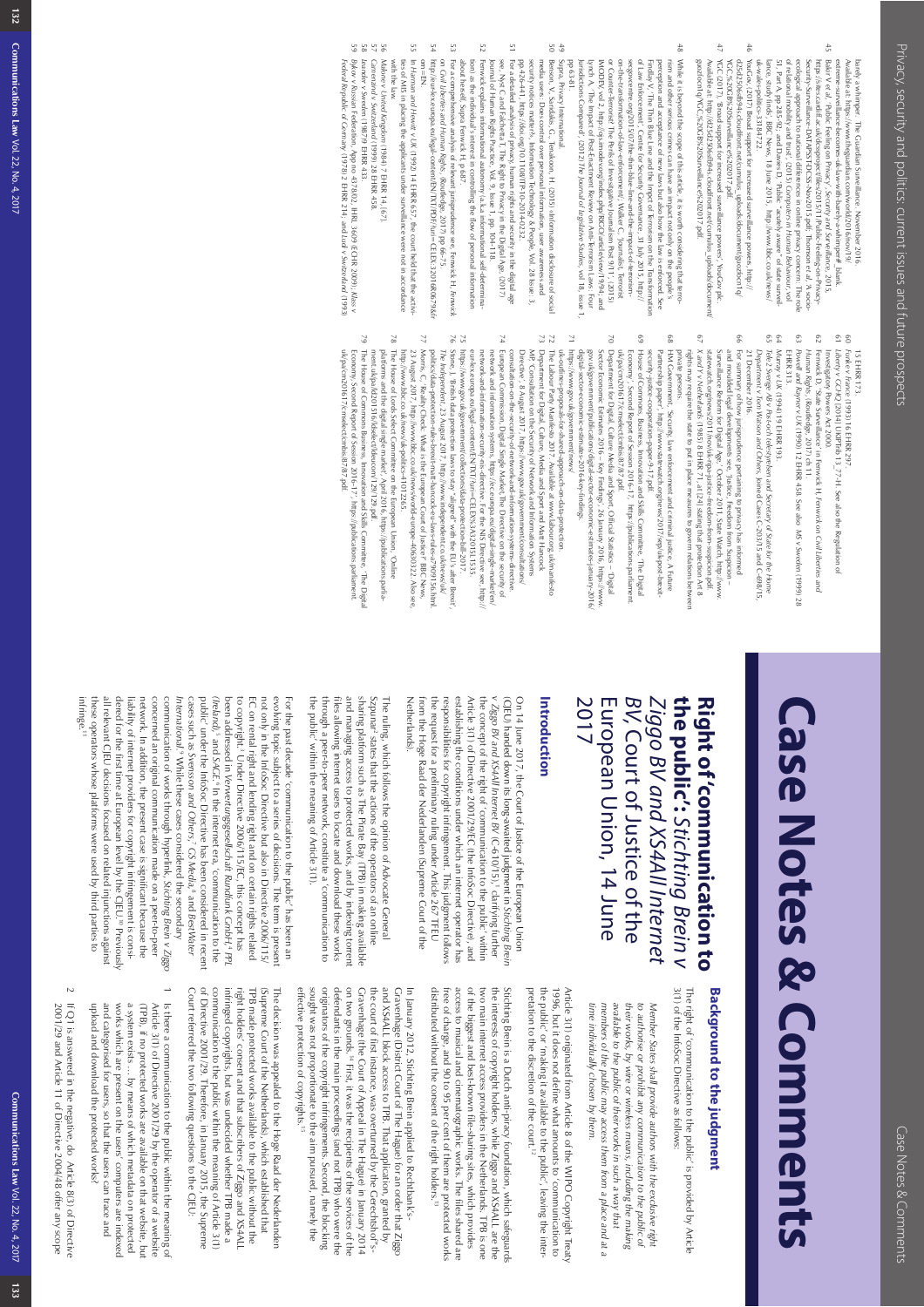largely a whimper', The Guardian Surveillance, November 2016. Available at: https://www.theguardian.com/world/2016/nov/19/extreme-surveillance-becomes-uk-law-with-barely-a-whimper#_blank.

45 Bakir V. et al. 'Public Feeling on Privacy, Security and Surveillance', 2015, Available at: http://www.dcssproject.net/files/2015/11/Public-Feeling-on-Privacy-Security-Surveillance-DATAPSST-DCSS-Nov2015.pdf; Thomson et al. 'A socio-ecological approach to national differences in online privacy concern: The role of relational mobility and trust', (2015) Computers in Human Behaviour, vol 51, Part A, pp 285–92; and Davies D, 'Public "acutely aware" of state surveillance, study finds', BBC News, 18 June 2015, http://www.bbc.co.uk/news/uk-wales-politics-33184722.

46 YouGov, (2017) Broad support for increased surveillance powers, http://d25d2506sfb94s.cloudfront.net/cumulus_uploads/document/gporforn1g/YGC%20GB%20Surveillance%20017.pdf.

47 YouGov (2017) 'Broad support for increased surveillance powers', YouGov plc. Available at: http://d25d2506sfb94s.cloudfront.net/cumulus_uploads/document/gporforn1g/YGC%20GB%20Surveillance%20017.pdf.

48 While it is beyond the scope of this article, it is worth considering that terrorism and other security-related issues can play an important role in public perception of the need for surveillance, and can even shape law itself. See Findlay V, 'The Thin Blue Line and the Impact of Terrorism on the Transformation of Law Enforcement', Centre for Security Governance, 31 July 2015, http://secgovcentre.org/2015/07/the-thin-blue-line-and-the-impact-of-terrorism-on-the-transformation-of-law-enforcement/; Walker C, 'Journalists, Terrorism and Counter-Terrorism: The Reach of Investigative Journalism Post 9/11', (2015) MODERN, vol 2; Lynch A, 'The Impact of Post-Enactment Review on Anti-Terrorism Laws: Four Jurisdictions Compared', (2012) The Journal of Legislative Studies, vol 18, issue 1, pp 63-81.

49 Supra, Privacy International.

50 Benson, V., Saridakis, G., Tennakoon, H. (2015) 'Information disclosure of social media users: Does control over personal information, user awareness and security notices matter?', Information Technology & People, Vol. 28 Issue: 3, pp.426-441, https://doi.org/10.1108/ITP-10-2014-0232.

51 See, Noel C and Fabrcha, 'The Right to Privacy in the Digital Age' (2017) Journal of Human Rights Practice, Vol. 9, Issue 1, pp. 104-118.

52 Fenwick explains informational autonomy (a.k.a informational self-determination) as the individual's interest in controlling the flow of personal information about herself. Supra Fenwick H, p 687.

53 For a comprehensive analysis of relevant jurisprudence see, Fenwick H, Fenwick on Civil Liberties and Human Rights, (Routledge, 2017) pp 66-75.

54 http://eur-lex.europa.eu/legal-content/EN/TXT/PDF/?uri=CELEX:12016P/TXT&from=EN.

55 In Harman and Hewitt v UK (1992) 14 EHRR 657, the court held that the activities of MI5 in placing the applicants under surveillance were not in accordance with the law.

56 Malone v United Kingdom (1984) 7 EHRR 14, [67].

57 Camenzind v Switzerland (1999) 28 EHRR 458.

58 Leander v Sweden (1987) 9 EHRR 433.

59 Zakharov v Russian Federation App no 47143/06; Klass v Federal Republic of Germany (1978) 2 EHRR 214; and Ludi v Switzerland (1993) 15 EHRR 173.

60 Funke v France (1993) 16 EHRR 297.

61 Liberty v GCHQ [2014] UKIPTrib 13_77-H. See also the Regulation of Investigatory Powers Act 2000.

62 Fenwick, supra, 'Surveillance' in Fenwick H, Fenwick on Civil Liberties and Human Rights, (Routledge, 2017) ch 11.

63 Powell and Rayner v UK (1990) 12 EHRR 355. See also MS v Sweden (1999) 28 EHRR 313.

64 Murray v UK (1994) 19 EHRR 193.

65 Tele2 Sverige AB v Post-och telestyrelsen and Secretary of State for the Home Department v Tom Watson and Others, Joined Cases C-203/15 and C-698/15, 21 December 2016.

66 For summary of how jurisprudence pertaining to privacy has informed and moulded legal developments see, Justice, 'Freedom from Suspicion: Surveillance reform for a digital age', October 2011, http://www.statewatch.org/news/2011/nov/uk-justice-freedom-from-suspicion.pdf.

67 X and Y v Netherlands (1985) 8 EHRR 235, at [24] stating that protection Art 8 rights may require the state to put in place measures to govern relations between private persons.

68 HM Government, 'Security, law enforcement and criminal justice: A Future Partnership paper', http://www.statewatch.org/news/2017/sep/uk-post-brexit-security-cooperation-paper-9-17.pdf.

69 House of Commons, Business, Innovation and Skills Committee, 'The Digital Economy', Second Report of Session 2016-17, https://publications.parliament.uk/pa/cm201617/cmselect/cmbis/87/87.pdf.

70 Department for Digital, Culture, Media and Sport, Official Statistics – 'Digital Sector Economic Estimates 2016 – Key Findings', 26 January 2016, https://www.gov.uk/government/publications/digital-sector-economic-estimates-january-2016/digital-sector-economic-estimates-2016-key-findings.

71 https://www.gov.uk/government/news/uk-unveils-proposals-on-data-protection

72 The Labour Party Manifesto 2017, Available at www.labour.org.uk/manifesto.

73 Department for Digital, Culture, Media and Sport and Matt Hancock MP, 'Consultation on the Security of Network and Information Systems Directive', 8 August 2017, https://www.gov.uk/government/consultations/consultation-on-the-security-of-network-and-information-systems-directive.

74 European Commission, Digital Single Market, 'The Directive on the security of network and information systems', https://ec.europa.eu/digital-single-market/en/network-and-information-security-nis-directive. For the NIS Directive see, http://eur-lex.europa.eu/legal-content/EN/TXT/?uri=CELEX%3A32016L1148.

75 https://www.gov.uk/government/collections/data-protection-bill-2017.

76 Stone J, 'British data protection laws to stay "aligned" with the EU's after Brexit', The Independent, 23 August 2017, http://www.independent.co.uk/news/uk/politics/data-protection-rules-brexit-matt-hancock-eu-laws-rules-a7909116.html.

77 Morris, C, 'Reality Check: What is the European Court of Justice?' BBC News, 23 August 2017, http://www.bbc.co.uk/news/uk-politics-41012265. Also see,

78 The House of Lords Select Committee on the European Union, 'Online platforms and the digital single market', April 2016, https://publications.parliament.uk/pa/ld201516/ldselect/ldeucom/129/129.pdf.

79 The House of Commons Business, Innovation and Skills Committee, 'The Digital Economy', Second Report of Session 2016–17, https://publications.parliament.uk/pa/cm201617/cmselect/cmbis/87/87.pdf.

# Case Notes & Comments

## Right of 'communication to the public': *Stichting Brein v Ziggo BV and XS4All Internet BV*, Court of Justice of the European Union, 14 June 2017

### Introduction

On 14 June 2017, the Court of Justice of the European Union (CJEU) handed down its long-awaited judgment in *Stichting Brein v Ziggo BV and XS4All Internet BV* (C-610/15)[1], clarifying further the concept of the right of 'communication to the public' within Article 3(1) of Directive 2001/29/EC (the InfoSoc Directive), and establishing the conditions under which an internet operator has responsibilities for copyright infringement. This judgment follows the request for a preliminary ruling under Article 267 TFEU from the Hoge Raad der Nederlanden (Supreme Court of the Netherlands).

The ruling, which follows the opinion of Advocate General Szpunar[2] states that the actions of the operators of an online sharing platform such as The Pirate Bay (TPB) in making available and managing access to protected works, and by indexing torrent files allowing internet users to locate and download these works through a peer-to-peer network, constitute a 'communication to the public' within the meaning of Article 3(1).

For the past decade 'communication to the public' has been an evolving topic subject to a series of decisions. The term is present not only in the InfoSoc Directive but also in Directive 2006/115/EC on rental right and lending right and on certain rights related to copyright.[3] Under Directive 2006/115/EC, this concept has been addressed in *Verwertungsgesellschaft Rundfunk GmbH*[4], *PPL (Ireland)*[5] and *SACE*[6]. In the internet era, 'communication to the public' under the InfoSoc Directive has been considered in recent cases such as *Svensson and Others*[7], *GS Media*[8] and *BestWater International*[9]. While these cases considered the secondary communication of works through hyperlink, *Stichting Brein v Ziggo* concerned an original communication made on a peer-to-peer network. In addition, the present case is significant because the liability of internet providers for copyright infringement is considered for the first time at European level by the CJEU.[10] Previously all relevant CJEU decisions focused on related injunctions against these operators whose platforms were used by third parties to infringe.[11]

### Background to the judgment

The right of 'communication to the public' is provided by Article 3(1) of the InfoSoc Directive as follows:

> *Member States shall provide authors with the exclusive right to authorise or prohibit any communication to the public of their works, by wire or wireless means, including the making available to the public of their works in such a way that members of the public may access them from a place and at a time individually chosen by them.*

Article 3(1) originated from Article 8 of the WIPO Copyright Treaty 1996, but it does not define what amounts to 'communication to the public' or 'making it available to the public', leaving the interpretation to the discretion of the court.[12]

Stichting Brein is a Dutch anti-piracy foundation, which safeguards the interests of copyright holders, while Ziggo and XS4ALL are the two main internet access providers in the Netherlands. TPB is one of the biggest and best-known file-sharing sites, which provides access to musical and cinematographic works. The files shared are free of charge, and 90 to 95 per cent of them are protected works distributed without the consent of the right holders.[13]

In January 2012, Stichting Brein applied to Rechtbank's-Gravenhage (District Court of The Hague) for an order that Ziggo and XS4ALL block access to TPB. That application, granted by the court of first instance, was overturned by the Gerechtshof's-Gravenhage (the Court of Appeal in The Hague) in January 2014 on two grounds.[14] First, it was the recipients of the services of the defendants in the main proceedings (and not TPB) who were the originators of the copyright infringements. Second, the blocking sought was not proportionate to the aim pursued, namely the effective protection of copyrights.[15]

The decision was appealed to the Hoge Raad der Nederlanden (Supreme Court of the Netherlands), which established that TPB made protected works available to the public without the right holders' consent and that subscribers of Ziggo and XS4ALL infringed copyrights, but was undecided whether TPB made a communication to the public within the meaning of Article 3(1) of Directive 2001/29. Therefore, in January 2015, the Supreme Court referred the two following questions to the CJEU:

1 Is there a communication to the public within the meaning of Article 3(1) of Directive 2001/29 by the operator of a website (TPB), if no protected works are available on that website, but a system exists ... by means of which metadata on protected works which are present on the users' computers are indexed and categorised for users, so that the users can trace and upload and download the protected works?

2 If Q1 is answered in the negative, do Article 8(3) of Directive 2001/29 and Article 11 of Directive 2004/48 offer any scope